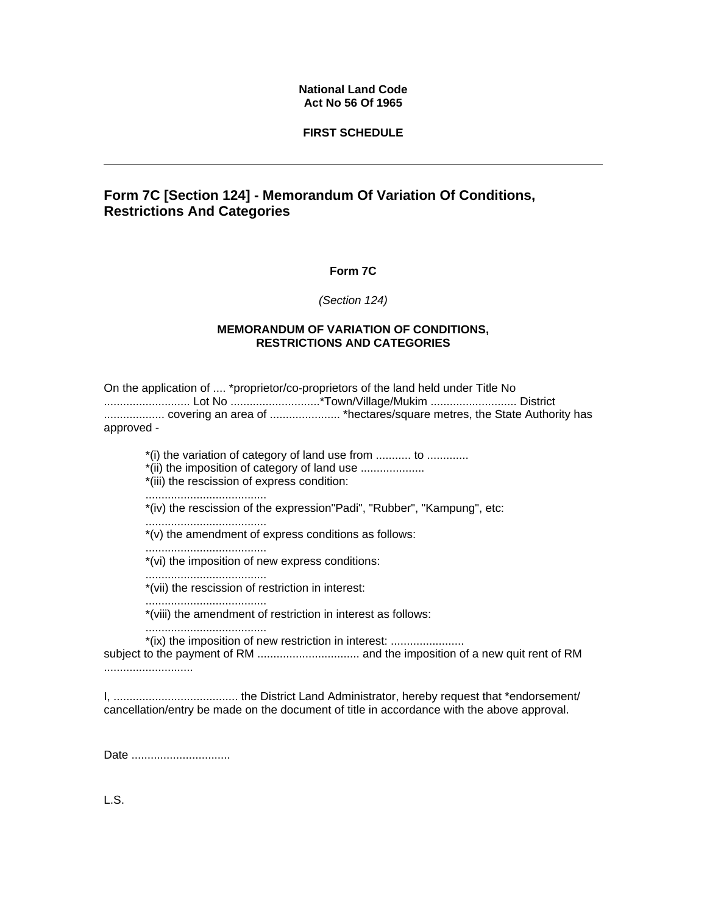**National Land Code**
**Act No 56 Of 1965**

**FIRST SCHEDULE**

---

## Form 7C [Section 124] - Memorandum Of Variation Of Conditions, Restrictions And Categories

**Form 7C**

*(Section 124)*

**MEMORANDUM OF VARIATION OF CONDITIONS, RESTRICTIONS AND CATEGORIES**

On the application of .... *proprietor/co-proprietors of the land held under Title No ........................... Lot No ............................*Town/Village/Mukim ........................... District ................... covering an area of ...................... *hectares/square metres, the State Authority has approved -

*(i) the variation of category of land use from ........... to .............
*(ii) the imposition of category of land use ....................
*(iii) the rescission of express condition:
......................................
*(iv) the rescission of the expression"Padi", "Rubber", "Kampung", etc:
......................................
*(v) the amendment of express conditions as follows:
......................................
*(vi) the imposition of new express conditions:
......................................
*(vii) the rescission of restriction in interest:
......................................
*(viii) the amendment of restriction in interest as follows:
......................................
*(ix) the imposition of new restriction in interest: .......................

subject to the payment of RM ................................ and the imposition of a new quit rent of RM ............................

I, ....................................... the District Land Administrator, hereby request that *endorsement/ cancellation/entry be made on the document of title in accordance with the above approval.

Date ...............................

L.S.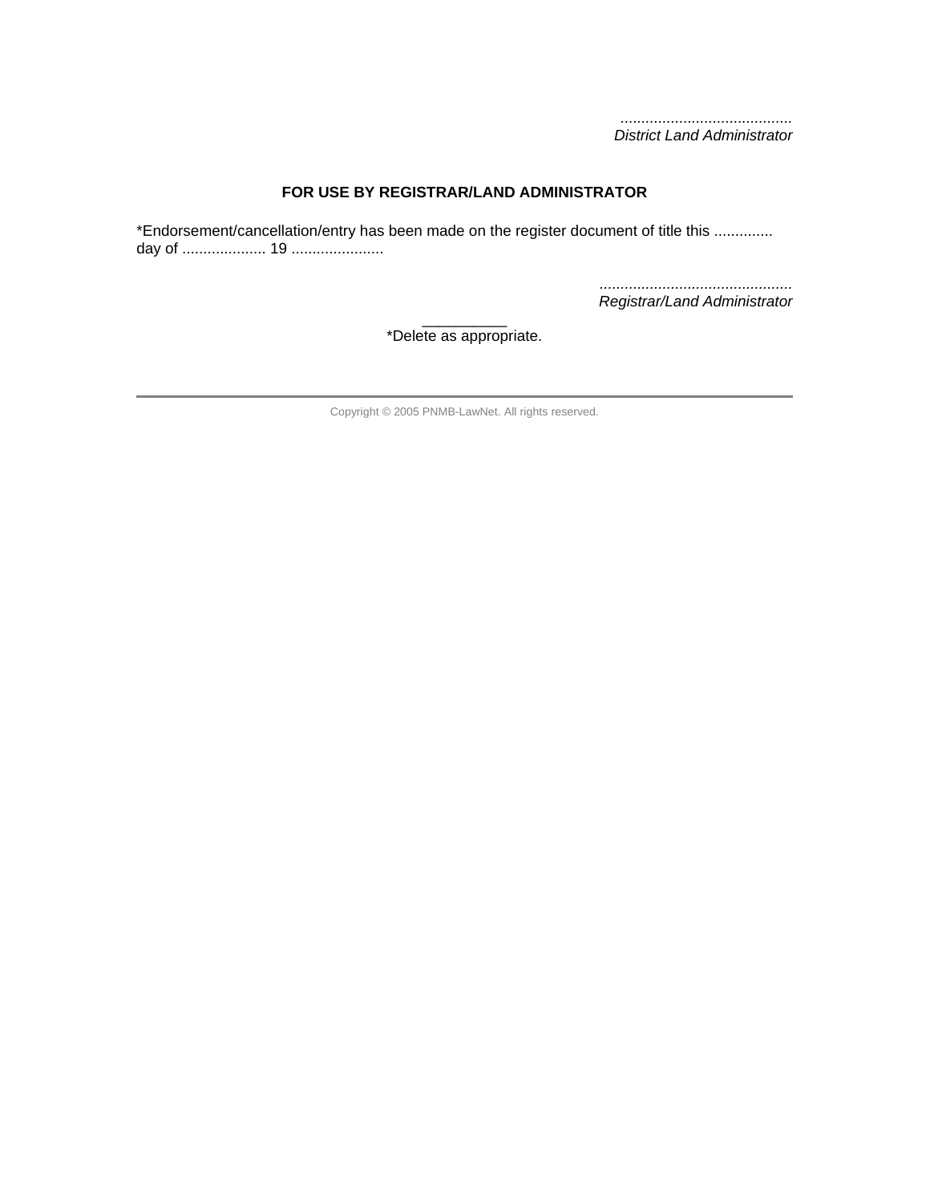*.........................................*
*District Land Administrator*

**FOR USE BY REGISTRAR/LAND ADMINISTRATOR**

*Endorsement/cancellation/entry has been made on the register document of title this ............. day of .................... 19 ......................

*..............................................*
*Registrar/Land Administrator*

__________
*Delete as appropriate.

Copyright © 2005 PNMB-LawNet. All rights reserved.